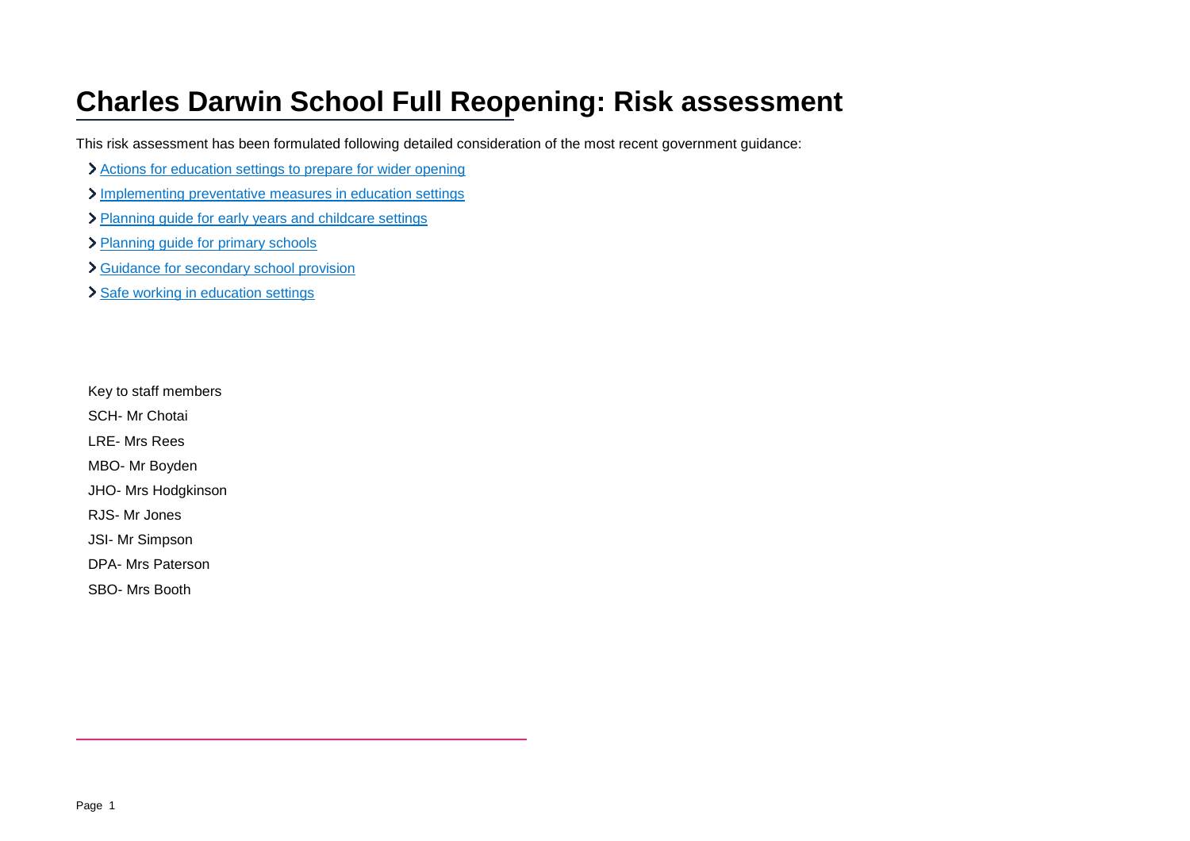# Charles Darwin School Full Reopening: Risk assessment

This risk assessment has been formulated following detailed consideration of the most recent government guidance:

- Actions for education settings to prepare for wider opening
- Implementing preventative measures in education settings
- Planning guide for early years and childcare settings
- Planning guide for primary schools
- Guidance for secondary school provision
- Safe working in education settings

Key to staff members

SCH- Mr Chotai

LRE- Mrs Rees

MBO- Mr Boyden

JHO- Mrs Hodgkinson

RJS- Mr Jones

JSI- Mr Simpson

DPA- Mrs Paterson

SBO- Mrs Booth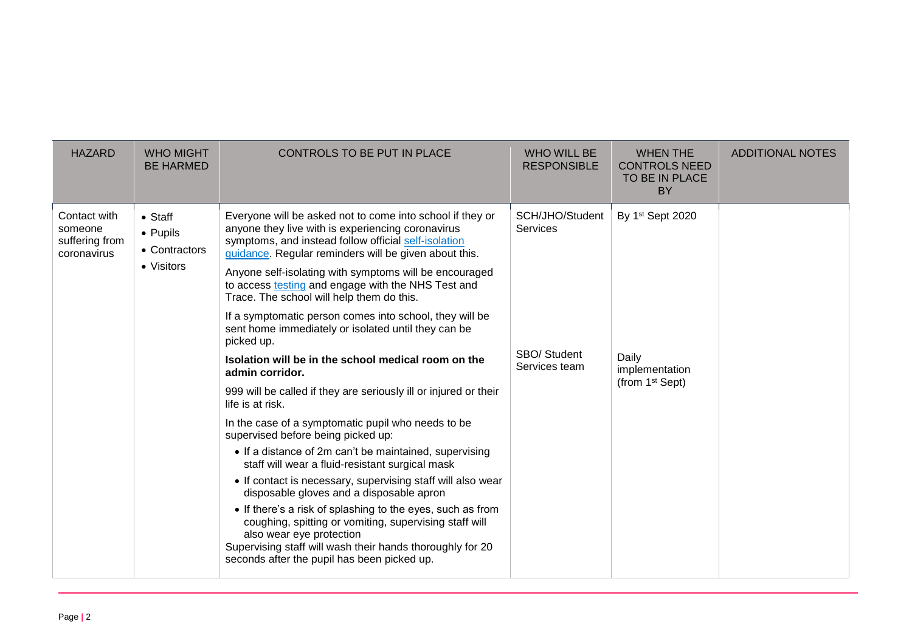| HAZARD | WHO MIGHT BE HARMED | CONTROLS TO BE PUT IN PLACE | WHO WILL BE RESPONSIBLE | WHEN THE CONTROLS NEED TO BE IN PLACE BY | ADDITIONAL NOTES |
|---|---|---|---|---|---|
| Contact with someone suffering from coronavirus | • Staff<br>• Pupils<br>• Contractors<br>• Visitors | Everyone will be asked not to come into school if they or anyone they live with is experiencing coronavirus symptoms, and instead follow official [self-isolation guidance](). Regular reminders will be given about this.<br><br>Anyone self-isolating with symptoms will be encouraged to access [testing]() and engage with the NHS Test and Trace. The school will help them do this.<br><br>If a symptomatic person comes into school, they will be sent home immediately or isolated until they can be picked up.<br><br>**Isolation will be in the school medical room on the admin corridor.**<br><br>999 will be called if they are seriously ill or injured or their life is at risk.<br><br>In the case of a symptomatic pupil who needs to be supervised before being picked up:<br>• If a distance of 2m can't be maintained, supervising staff will wear a fluid-resistant surgical mask<br>• If contact is necessary, supervising staff will also wear disposable gloves and a disposable apron<br>• If there's a risk of splashing to the eyes, such as from coughing, spitting or vomiting, supervising staff will also wear eye protection<br>Supervising staff will wash their hands thoroughly for 20 seconds after the pupil has been picked up. | SCH/JHO/Student Services<br><br>SBO/ Student Services team | By 1st Sept 2020<br><br>Daily implementation (from 1st Sept) | |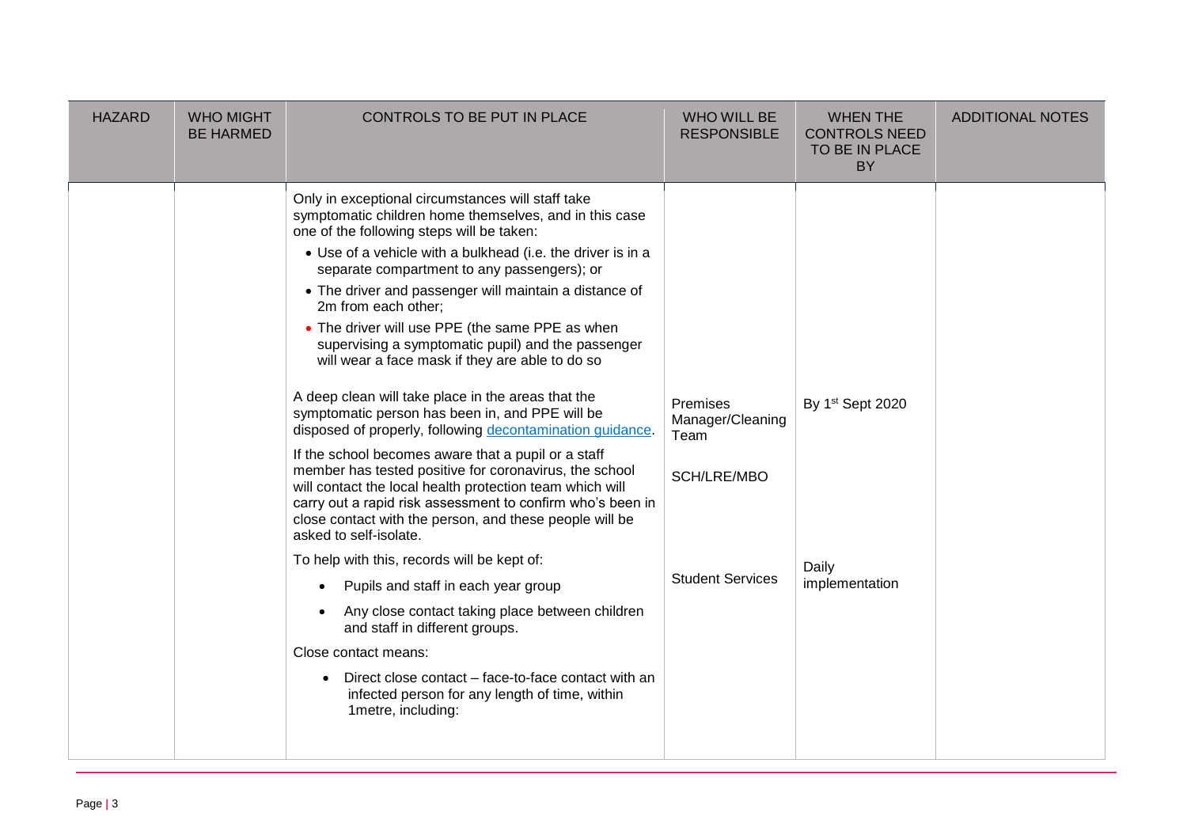| HAZARD | WHO MIGHT BE HARMED | CONTROLS TO BE PUT IN PLACE | WHO WILL BE RESPONSIBLE | WHEN THE CONTROLS NEED TO BE IN PLACE BY | ADDITIONAL NOTES |
|---|---|---|---|---|---|
| | | Only in exceptional circumstances will staff take symptomatic children home themselves, and in this case one of the following steps will be taken:<br>• Use of a vehicle with a bulkhead (i.e. the driver is in a separate compartment to any passengers); or<br>• The driver and passenger will maintain a distance of 2m from each other;<br>• The driver will use PPE (the same PPE as when supervising a symptomatic pupil) and the passenger will wear a face mask if they are able to do so | | | |
| | | A deep clean will take place in the areas that the symptomatic person has been in, and PPE will be disposed of properly, following decontamination guidance. | Premises Manager/Cleaning Team | By 1st Sept 2020 | |
| | | If the school becomes aware that a pupil or a staff member has tested positive for coronavirus, the school will contact the local health protection team which will carry out a rapid risk assessment to confirm who's been in close contact with the person, and these people will be asked to self-isolate. | SCH/LRE/MBO | | |
| | | To help with this, records will be kept of:<br>• Pupils and staff in each year group<br>• Any close contact taking place between children and staff in different groups.<br>Close contact means:<br>• Direct close contact – face-to-face contact with an infected person for any length of time, within 1metre, including: | Student Services | Daily implementation | |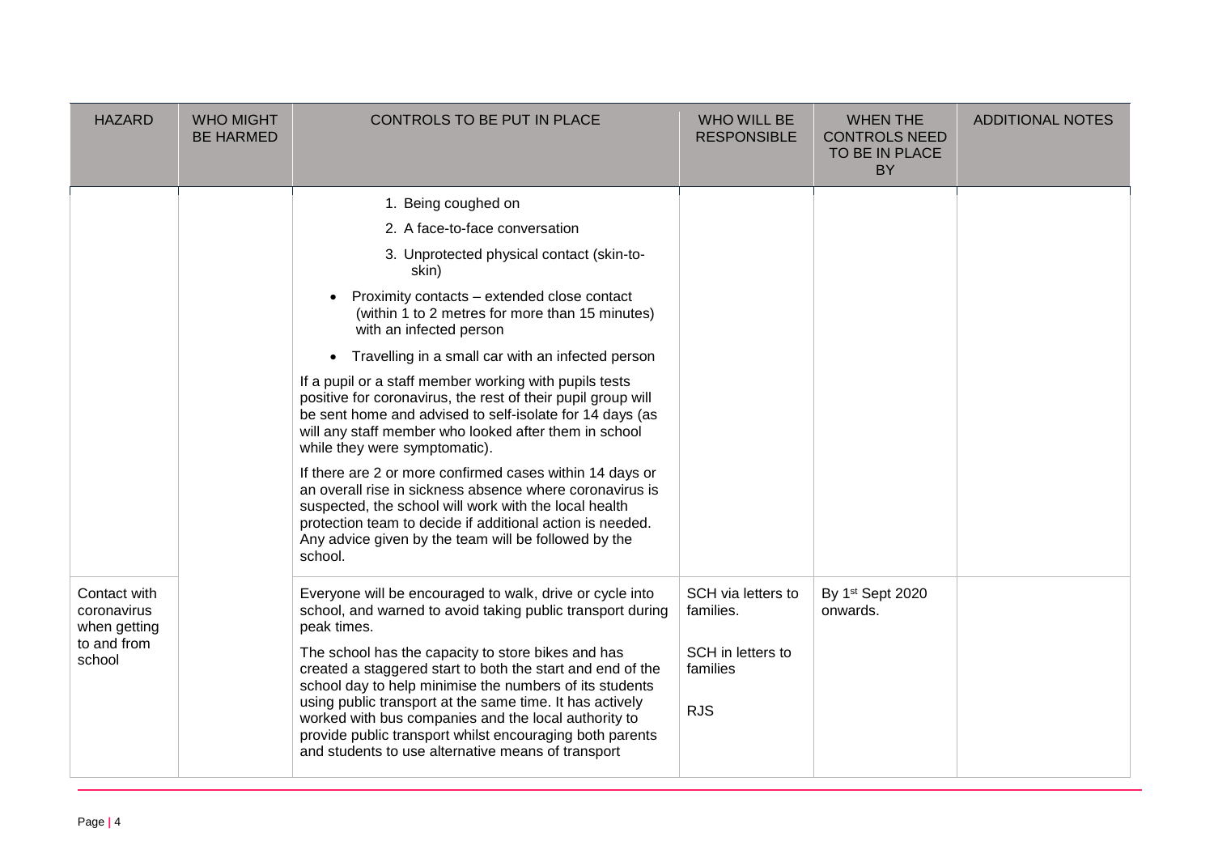| HAZARD | WHO MIGHT BE HARMED | CONTROLS TO BE PUT IN PLACE | WHO WILL BE RESPONSIBLE | WHEN THE CONTROLS NEED TO BE IN PLACE BY | ADDITIONAL NOTES |
|---|---|---|---|---|---|
| | | 1. Being coughed on<br>2. A face-to-face conversation<br>3. Unprotected physical contact (skin-to-skin)<br>• Proximity contacts – extended close contact (within 1 to 2 metres for more than 15 minutes) with an infected person<br>• Travelling in a small car with an infected person<br><br>If a pupil or a staff member working with pupils tests positive for coronavirus, the rest of their pupil group will be sent home and advised to self-isolate for 14 days (as will any staff member who looked after them in school while they were symptomatic).<br><br>If there are 2 or more confirmed cases within 14 days or an overall rise in sickness absence where coronavirus is suspected, the school will work with the local health protection team to decide if additional action is needed. Any advice given by the team will be followed by the school. | | | |
| Contact with coronavirus when getting to and from school | | Everyone will be encouraged to walk, drive or cycle into school, and warned to avoid taking public transport during peak times.<br><br>The school has the capacity to store bikes and has created a staggered start to both the start and end of the school day to help minimise the numbers of its students using public transport at the same time. It has actively worked with bus companies and the local authority to provide public transport whilst encouraging both parents and students to use alternative means of transport | SCH via letters to families.<br><br>SCH in letters to families<br><br>RJS | By 1st Sept 2020 onwards. | |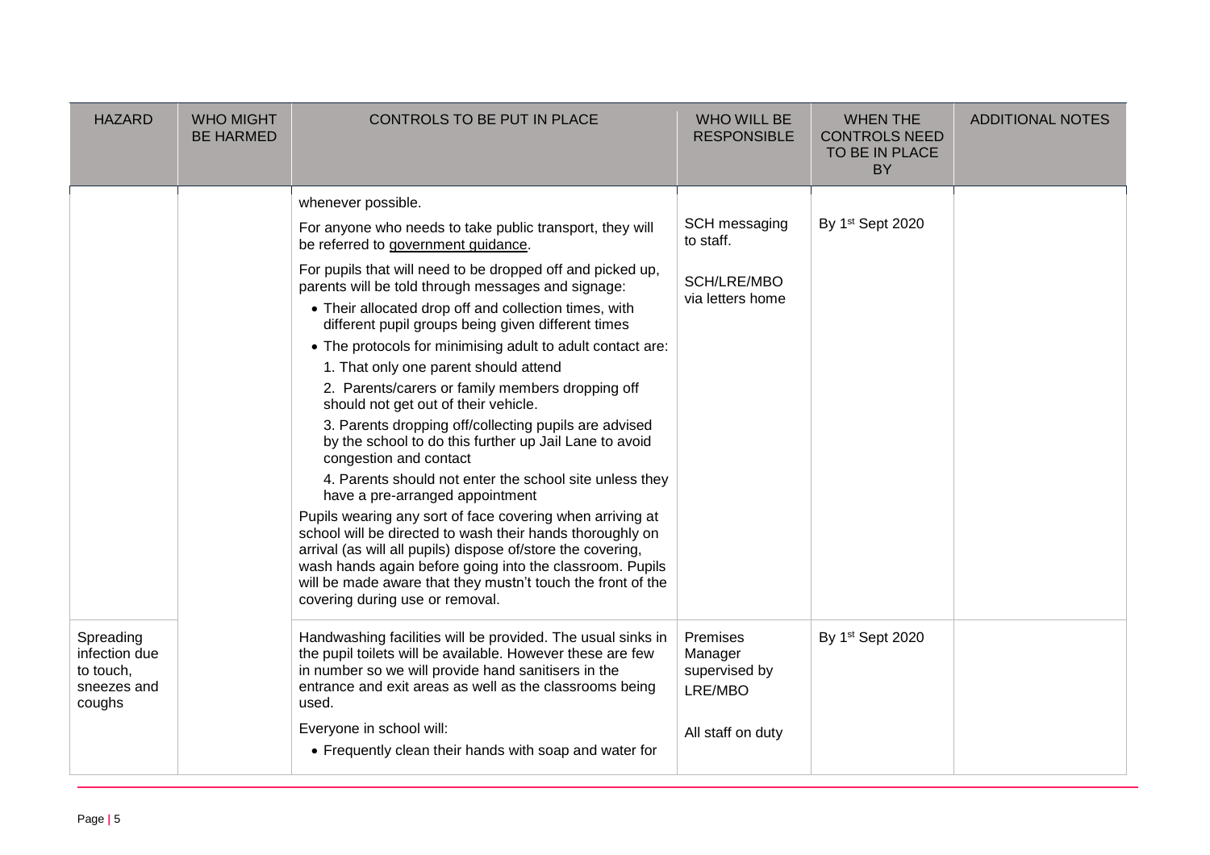| HAZARD | WHO MIGHT BE HARMED | CONTROLS TO BE PUT IN PLACE | WHO WILL BE RESPONSIBLE | WHEN THE CONTROLS NEED TO BE IN PLACE BY | ADDITIONAL NOTES |
|---|---|---|---|---|---|
| | | whenever possible.<br><br>For anyone who needs to take public transport, they will be referred to government guidance.<br><br>For pupils that will need to be dropped off and picked up, parents will be told through messages and signage:<br>• Their allocated drop off and collection times, with different pupil groups being given different times<br>• The protocols for minimising adult to adult contact are:<br>1. That only one parent should attend<br>2. Parents/carers or family members dropping off should not get out of their vehicle.<br>3. Parents dropping off/collecting pupils are advised by the school to do this further up Jail Lane to avoid congestion and contact<br>4. Parents should not enter the school site unless they have a pre-arranged appointment<br><br>Pupils wearing any sort of face covering when arriving at school will be directed to wash their hands thoroughly on arrival (as will all pupils) dispose of/store the covering, wash hands again before going into the classroom. Pupils will be made aware that they mustn't touch the front of the covering during use or removal. | SCH messaging to staff.<br><br>SCH/LRE/MBO via letters home | By 1st Sept 2020 | |
| Spreading infection due to touch, sneezes and coughs | | Handwashing facilities will be provided. The usual sinks in the pupil toilets will be available. However these are few in number so we will provide hand sanitisers in the entrance and exit areas as well as the classrooms being used.<br><br>Everyone in school will:<br>• Frequently clean their hands with soap and water for | Premises Manager supervised by LRE/MBO<br><br>All staff on duty | By 1st Sept 2020 | |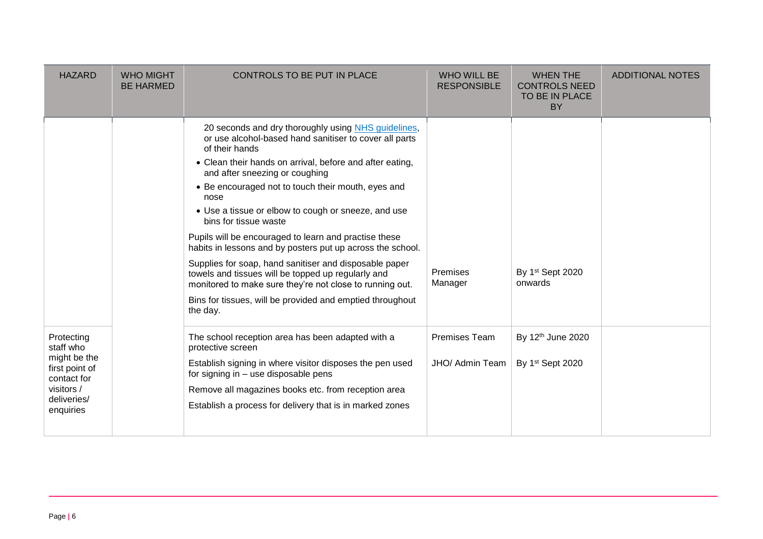| HAZARD | WHO MIGHT BE HARMED | CONTROLS TO BE PUT IN PLACE | WHO WILL BE RESPONSIBLE | WHEN THE CONTROLS NEED TO BE IN PLACE BY | ADDITIONAL NOTES |
|---|---|---|---|---|---|
| | | 20 seconds and dry thoroughly using NHS guidelines, or use alcohol-based hand sanitiser to cover all parts of their hands<br>• Clean their hands on arrival, before and after eating, and after sneezing or coughing<br>• Be encouraged not to touch their mouth, eyes and nose<br>• Use a tissue or elbow to cough or sneeze, and use bins for tissue waste<br>Pupils will be encouraged to learn and practise these habits in lessons and by posters put up across the school.<br>Supplies for soap, hand sanitiser and disposable paper towels and tissues will be topped up regularly and monitored to make sure they're not close to running out.<br>Bins for tissues, will be provided and emptied throughout the day. | Premises Manager | By 1st Sept 2020 onwards | |
| Protecting staff who might be the first point of contact for visitors / deliveries/ enquiries | | The school reception area has been adapted with a protective screen<br>Establish signing in where visitor disposes the pen used for signing in – use disposable pens<br>Remove all magazines books etc. from reception area<br>Establish a process for delivery that is in marked zones | Premises Team<br>JHO/ Admin Team | By 12th June 2020<br>By 1st Sept 2020 | |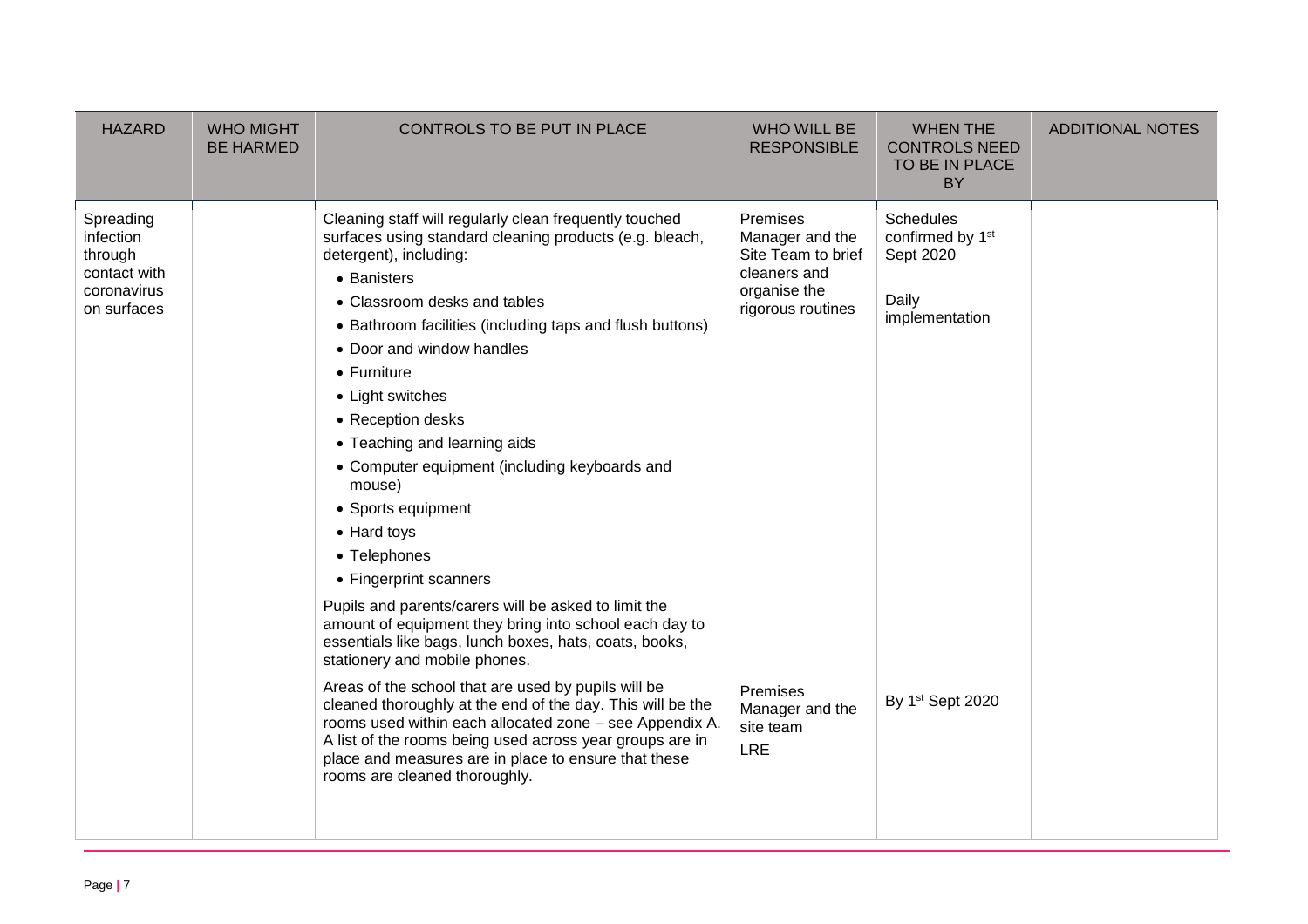| HAZARD | WHO MIGHT BE HARMED | CONTROLS TO BE PUT IN PLACE | WHO WILL BE RESPONSIBLE | WHEN THE CONTROLS NEED TO BE IN PLACE BY | ADDITIONAL NOTES |
|---|---|---|---|---|---|
| Spreading infection through contact with coronavirus on surfaces | | Cleaning staff will regularly clean frequently touched surfaces using standard cleaning products (e.g. bleach, detergent), including:<br>• Banisters<br>• Classroom desks and tables<br>• Bathroom facilities (including taps and flush buttons)<br>• Door and window handles<br>• Furniture<br>• Light switches<br>• Reception desks<br>• Teaching and learning aids<br>• Computer equipment (including keyboards and mouse)<br>• Sports equipment<br>• Hard toys<br>• Telephones<br>• Fingerprint scanners<br><br>Pupils and parents/carers will be asked to limit the amount of equipment they bring into school each day to essentials like bags, lunch boxes, hats, coats, books, stationery and mobile phones.<br><br>Areas of the school that are used by pupils will be cleaned thoroughly at the end of the day. This will be the rooms used within each allocated zone – see Appendix A. A list of the rooms being used across year groups are in place and measures are in place to ensure that these rooms are cleaned thoroughly. | Premises Manager and the Site Team to brief cleaners and organise the rigorous routines<br><br>Premises Manager and the site team<br>LRE | Schedules confirmed by 1st Sept 2020<br><br>Daily implementation<br><br>By 1st Sept 2020 | |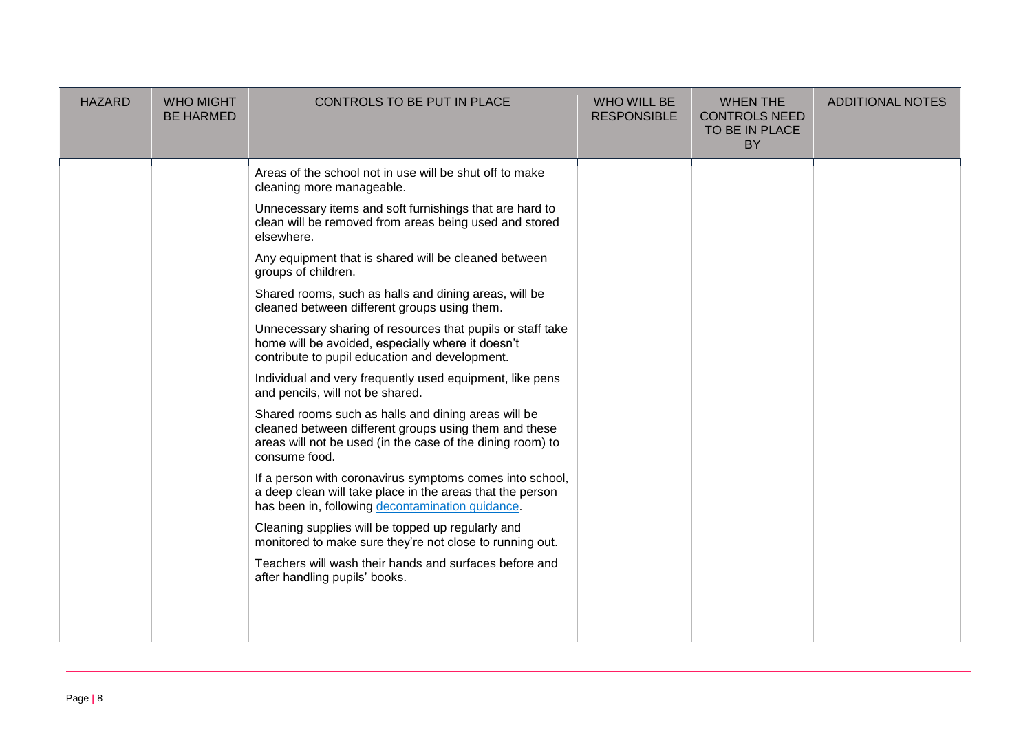| HAZARD | WHO MIGHT BE HARMED | CONTROLS TO BE PUT IN PLACE | WHO WILL BE RESPONSIBLE | WHEN THE CONTROLS NEED TO BE IN PLACE BY | ADDITIONAL NOTES |
|---|---|---|---|---|---|
| | | Areas of the school not in use will be shut off to make cleaning more manageable.<br><br>Unnecessary items and soft furnishings that are hard to clean will be removed from areas being used and stored elsewhere.<br><br>Any equipment that is shared will be cleaned between groups of children.<br><br>Shared rooms, such as halls and dining areas, will be cleaned between different groups using them.<br><br>Unnecessary sharing of resources that pupils or staff take home will be avoided, especially where it doesn't contribute to pupil education and development.<br><br>Individual and very frequently used equipment, like pens and pencils, will not be shared.<br><br>Shared rooms such as halls and dining areas will be cleaned between different groups using them and these areas will not be used (in the case of the dining room) to consume food.<br><br>If a person with coronavirus symptoms comes into school, a deep clean will take place in the areas that the person has been in, following [decontamination guidance](decontamination guidance).<br><br>Cleaning supplies will be topped up regularly and monitored to make sure they're not close to running out.<br><br>Teachers will wash their hands and surfaces before and after handling pupils' books. | | | |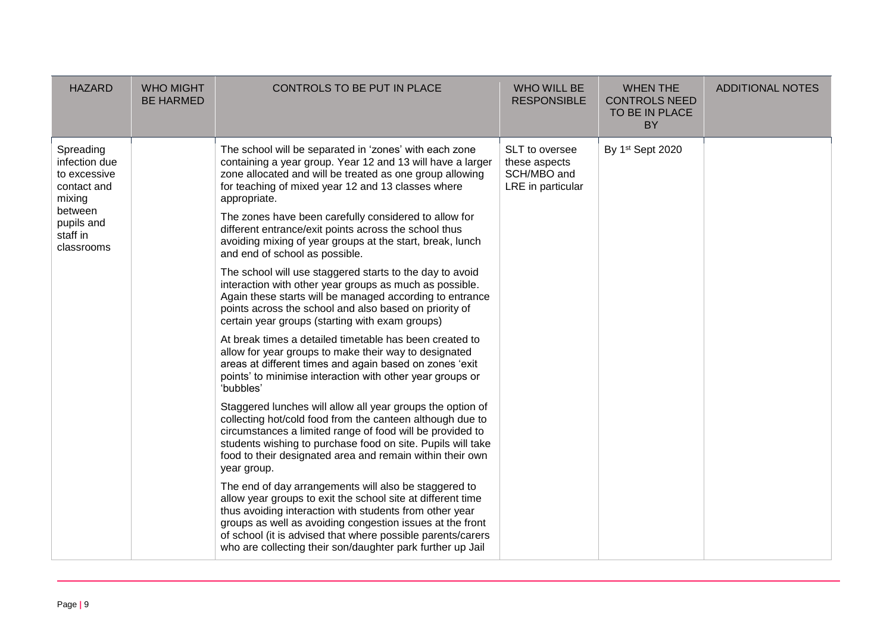| HAZARD | WHO MIGHT BE HARMED | CONTROLS TO BE PUT IN PLACE | WHO WILL BE RESPONSIBLE | WHEN THE CONTROLS NEED TO BE IN PLACE BY | ADDITIONAL NOTES |
|---|---|---|---|---|---|
| Spreading infection due to excessive contact and mixing between pupils and staff in classrooms | | The school will be separated in 'zones' with each zone containing a year group. Year 12 and 13 will have a larger zone allocated and will be treated as one group allowing for teaching of mixed year 12 and 13 classes where appropriate.<br><br>The zones have been carefully considered to allow for different entrance/exit points across the school thus avoiding mixing of year groups at the start, break, lunch and end of school as possible.<br><br>The school will use staggered starts to the day to avoid interaction with other year groups as much as possible. Again these starts will be managed according to entrance points across the school and also based on priority of certain year groups (starting with exam groups)<br><br>At break times a detailed timetable has been created to allow for year groups to make their way to designated areas at different times and again based on zones 'exit points' to minimise interaction with other year groups or 'bubbles'<br><br>Staggered lunches will allow all year groups the option of collecting hot/cold food from the canteen although due to circumstances a limited range of food will be provided to students wishing to purchase food on site. Pupils will take food to their designated area and remain within their own year group.<br><br>The end of day arrangements will also be staggered to allow year groups to exit the school site at different time thus avoiding interaction with students from other year groups as well as avoiding congestion issues at the front of school (it is advised that where possible parents/carers who are collecting their son/daughter park further up Jail | SLT to oversee these aspects SCH/MBO and LRE in particular | By 1st Sept 2020 | |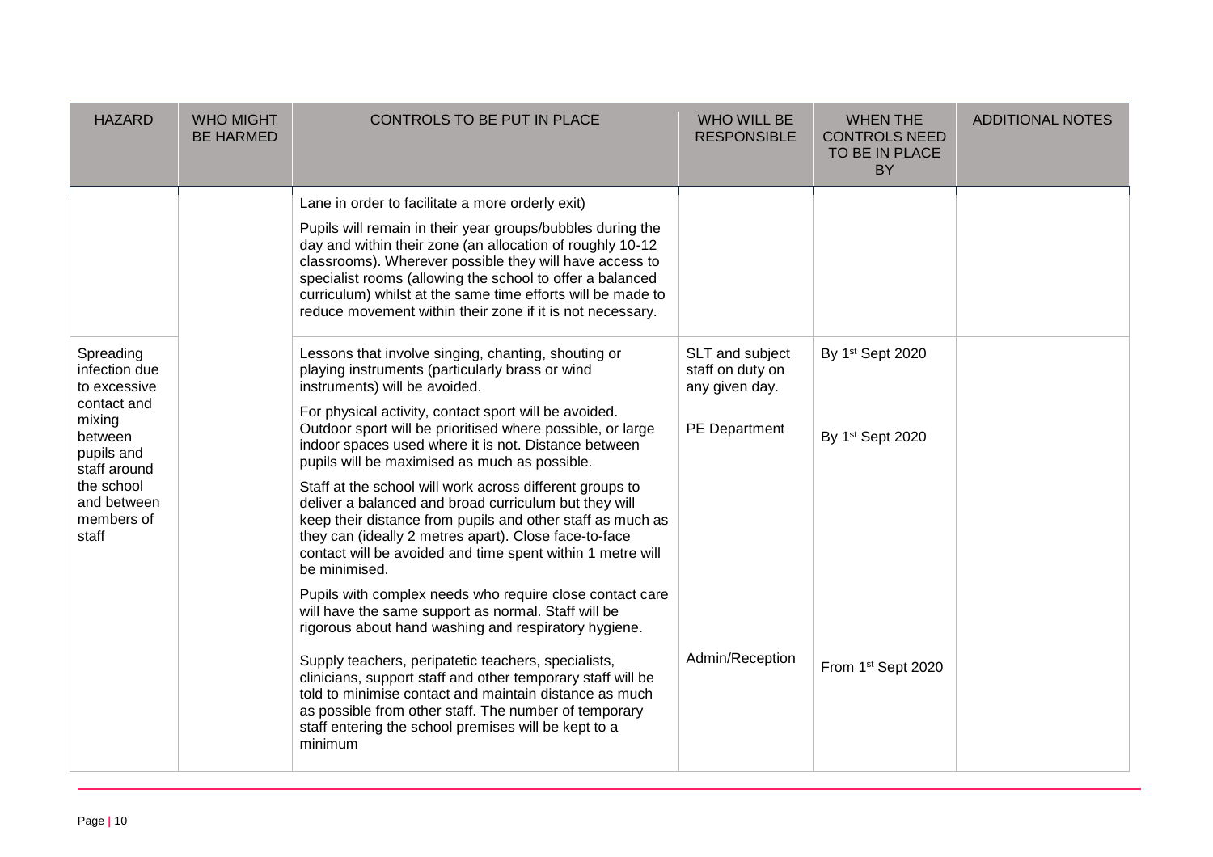| HAZARD | WHO MIGHT BE HARMED | CONTROLS TO BE PUT IN PLACE | WHO WILL BE RESPONSIBLE | WHEN THE CONTROLS NEED TO BE IN PLACE BY | ADDITIONAL NOTES |
|---|---|---|---|---|---|
| | | Lane in order to facilitate a more orderly exit)<br><br>Pupils will remain in their year groups/bubbles during the day and within their zone (an allocation of roughly 10-12 classrooms). Wherever possible they will have access to specialist rooms (allowing the school to offer a balanced curriculum) whilst at the same time efforts will be made to reduce movement within their zone if it is not necessary. | | | |
| Spreading infection due to excessive contact and mixing between pupils and staff around the school and between members of staff | | Lessons that involve singing, chanting, shouting or playing instruments (particularly brass or wind instruments) will be avoided. | SLT and subject staff on duty on any given day. | By 1st Sept 2020 | |
| | | For physical activity, contact sport will be avoided. Outdoor sport will be prioritised where possible, or large indoor spaces used where it is not. Distance between pupils will be maximised as much as possible. | PE Department | By 1st Sept 2020 | |
| | | Staff at the school will work across different groups to deliver a balanced and broad curriculum but they will keep their distance from pupils and other staff as much as they can (ideally 2 metres apart). Close face-to-face contact will be avoided and time spent within 1 metre will be minimised. | | | |
| | | Pupils with complex needs who require close contact care will have the same support as normal. Staff will be rigorous about hand washing and respiratory hygiene. | | | |
| | | Supply teachers, peripatetic teachers, specialists, clinicians, support staff and other temporary staff will be told to minimise contact and maintain distance as much as possible from other staff. The number of temporary staff entering the school premises will be kept to a minimum | Admin/Reception | From 1st Sept 2020 | |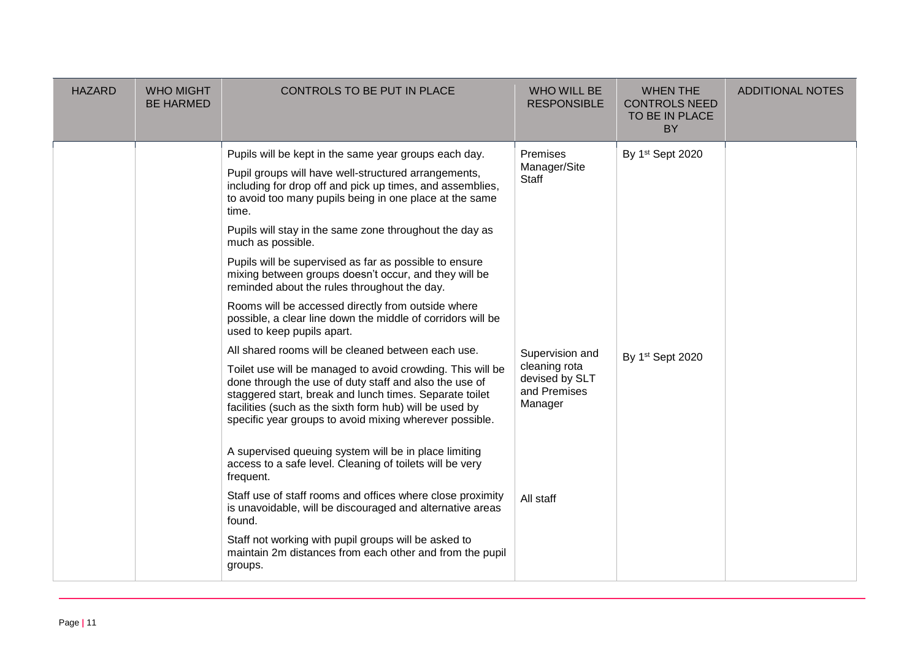| HAZARD | WHO MIGHT BE HARMED | CONTROLS TO BE PUT IN PLACE | WHO WILL BE RESPONSIBLE | WHEN THE CONTROLS NEED TO BE IN PLACE BY | ADDITIONAL NOTES |
|---|---|---|---|---|---|
| | | Pupils will be kept in the same year groups each day.<br><br>Pupil groups will have well-structured arrangements, including for drop off and pick up times, and assemblies, to avoid too many pupils being in one place at the same time.<br><br>Pupils will stay in the same zone throughout the day as much as possible.<br><br>Pupils will be supervised as far as possible to ensure mixing between groups doesn't occur, and they will be reminded about the rules throughout the day.<br><br>Rooms will be accessed directly from outside where possible, a clear line down the middle of corridors will be used to keep pupils apart. | Premises Manager/Site Staff | By 1st Sept 2020 | |
| | | All shared rooms will be cleaned between each use.<br><br>Toilet use will be managed to avoid crowding. This will be done through the use of duty staff and also the use of staggered start, break and lunch times. Separate toilet facilities (such as the sixth form hub) will be used by specific year groups to avoid mixing wherever possible.<br><br>A supervised queuing system will be in place limiting access to a safe level. Cleaning of toilets will be very frequent. | Supervision and cleaning rota devised by SLT and Premises Manager | By 1st Sept 2020 | |
| | | Staff use of staff rooms and offices where close proximity is unavoidable, will be discouraged and alternative areas found.<br><br>Staff not working with pupil groups will be asked to maintain 2m distances from each other and from the pupil groups. | All staff | | |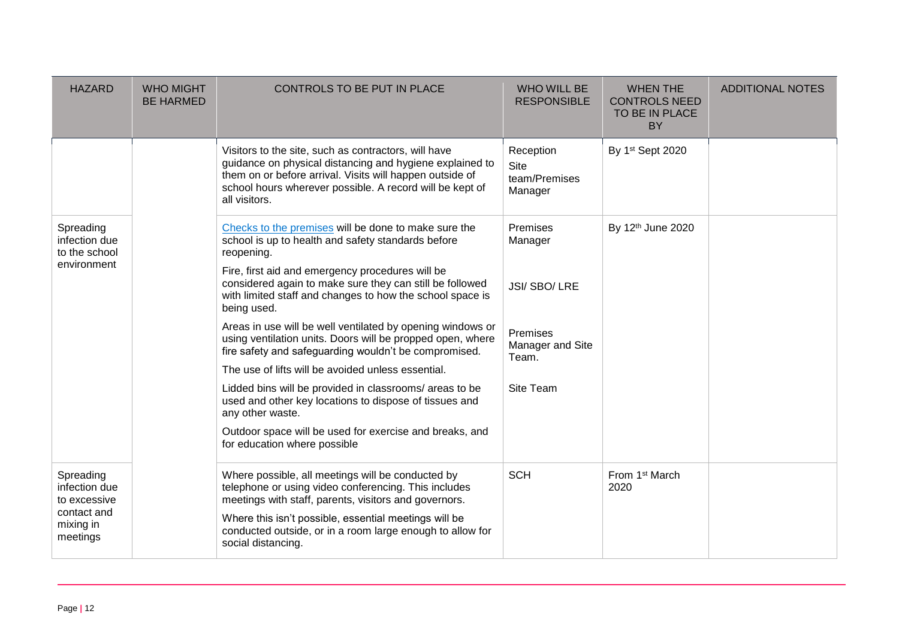| HAZARD | WHO MIGHT BE HARMED | CONTROLS TO BE PUT IN PLACE | WHO WILL BE RESPONSIBLE | WHEN THE CONTROLS NEED TO BE IN PLACE BY | ADDITIONAL NOTES |
|---|---|---|---|---|---|
| | | Visitors to the site, such as contractors, will have guidance on physical distancing and hygiene explained to them on or before arrival. Visits will happen outside of school hours wherever possible. A record will be kept of all visitors. | Reception Site team/Premises Manager | By 1st Sept 2020 | |
| Spreading infection due to the school environment | | Checks to the premises will be done to make sure the school is up to health and safety standards before reopening.<br>Fire, first aid and emergency procedures will be considered again to make sure they can still be followed with limited staff and changes to how the school space is being used.<br>Areas in use will be well ventilated by opening windows or using ventilation units. Doors will be propped open, where fire safety and safeguarding wouldn't be compromised.<br>The use of lifts will be avoided unless essential.<br>Lidded bins will be provided in classrooms/ areas to be used and other key locations to dispose of tissues and any other waste.<br>Outdoor space will be used for exercise and breaks, and for education where possible | Premises Manager<br>JSI/ SBO/ LRE<br>Premises Manager and Site Team.<br>Site Team | By 12th June 2020 | |
| Spreading infection due to excessive contact and mixing in meetings | | Where possible, all meetings will be conducted by telephone or using video conferencing. This includes meetings with staff, parents, visitors and governors.<br>Where this isn't possible, essential meetings will be conducted outside, or in a room large enough to allow for social distancing. | SCH | From 1st March 2020 | |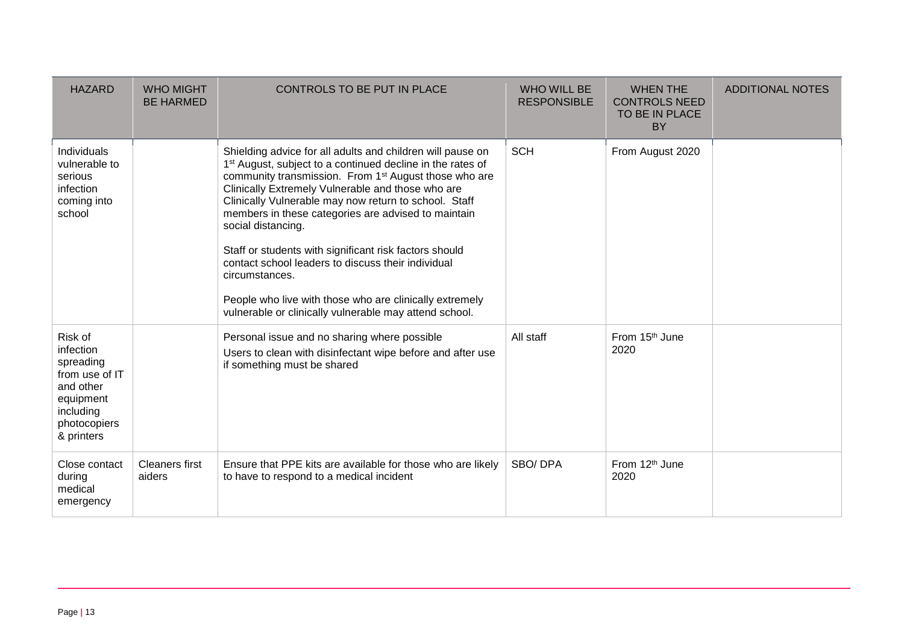| HAZARD | WHO MIGHT BE HARMED | CONTROLS TO BE PUT IN PLACE | WHO WILL BE RESPONSIBLE | WHEN THE CONTROLS NEED TO BE IN PLACE BY | ADDITIONAL NOTES |
|---|---|---|---|---|---|
| Individuals vulnerable to serious infection coming into school | | Shielding advice for all adults and children will pause on 1st August, subject to a continued decline in the rates of community transmission. From 1st August those who are Clinically Extremely Vulnerable and those who are Clinically Vulnerable may now return to school. Staff members in these categories are advised to maintain social distancing.<br><br>Staff or students with significant risk factors should contact school leaders to discuss their individual circumstances.<br><br>People who live with those who are clinically extremely vulnerable or clinically vulnerable may attend school. | SCH | From August 2020 | |
| Risk of infection spreading from use of IT and other equipment including photocopiers & printers | | Personal issue and no sharing where possible<br>Users to clean with disinfectant wipe before and after use if something must be shared | All staff | From 15th June 2020 | |
| Close contact during medical emergency | Cleaners first aiders | Ensure that PPE kits are available for those who are likely to have to respond to a medical incident | SBO/ DPA | From 12th June 2020 | |